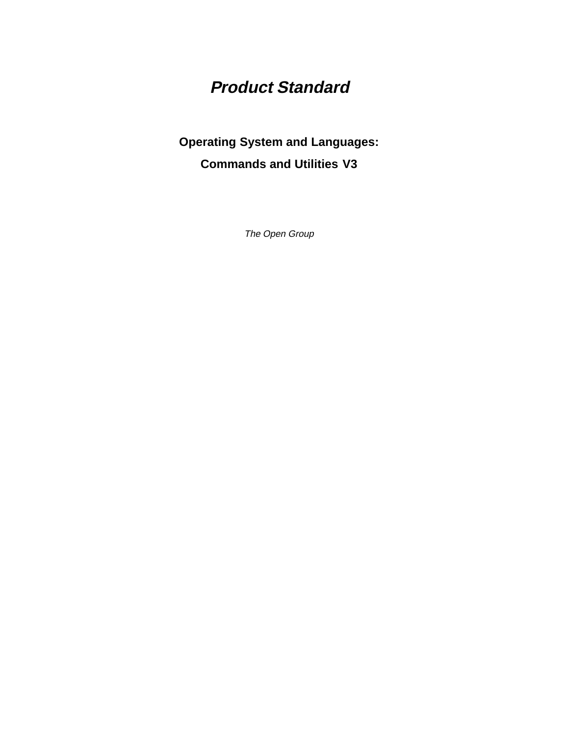# *Product Standard*

## Operating System and Languages:

## Commands and Utilities V3

*The Open Group*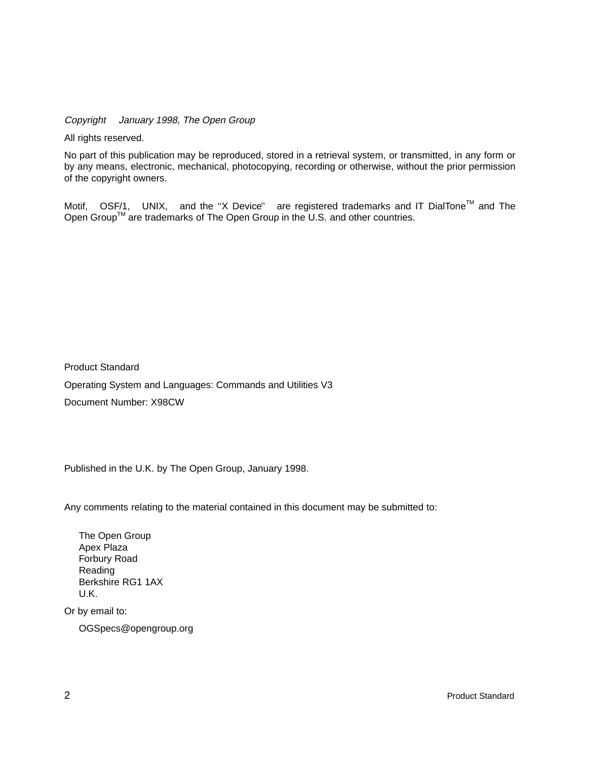*Copyright January 1998, The Open Group*

All rights reserved.

No part of this publication may be reproduced, stored in a retrieval system, or transmitted, in any form or by any means, electronic, mechanical, photocopying, recording or otherwise, without the prior permission of the copyright owners.

Motif, OSF/1, UNIX, and the ''X Device'' are registered trademarks and IT DialTone™ and The Open Group™ are trademarks of The Open Group in the U.S. and other countries.

Product Standard

Operating System and Languages: Commands and Utilities V3

Document Number: X98CW

Published in the U.K. by The Open Group, January 1998.

Any comments relating to the material contained in this document may be submitted to:

The Open Group
Apex Plaza
Forbury Road
Reading
Berkshire RG1 1AX
U.K.

Or by email to:

OGSpecs@opengroup.org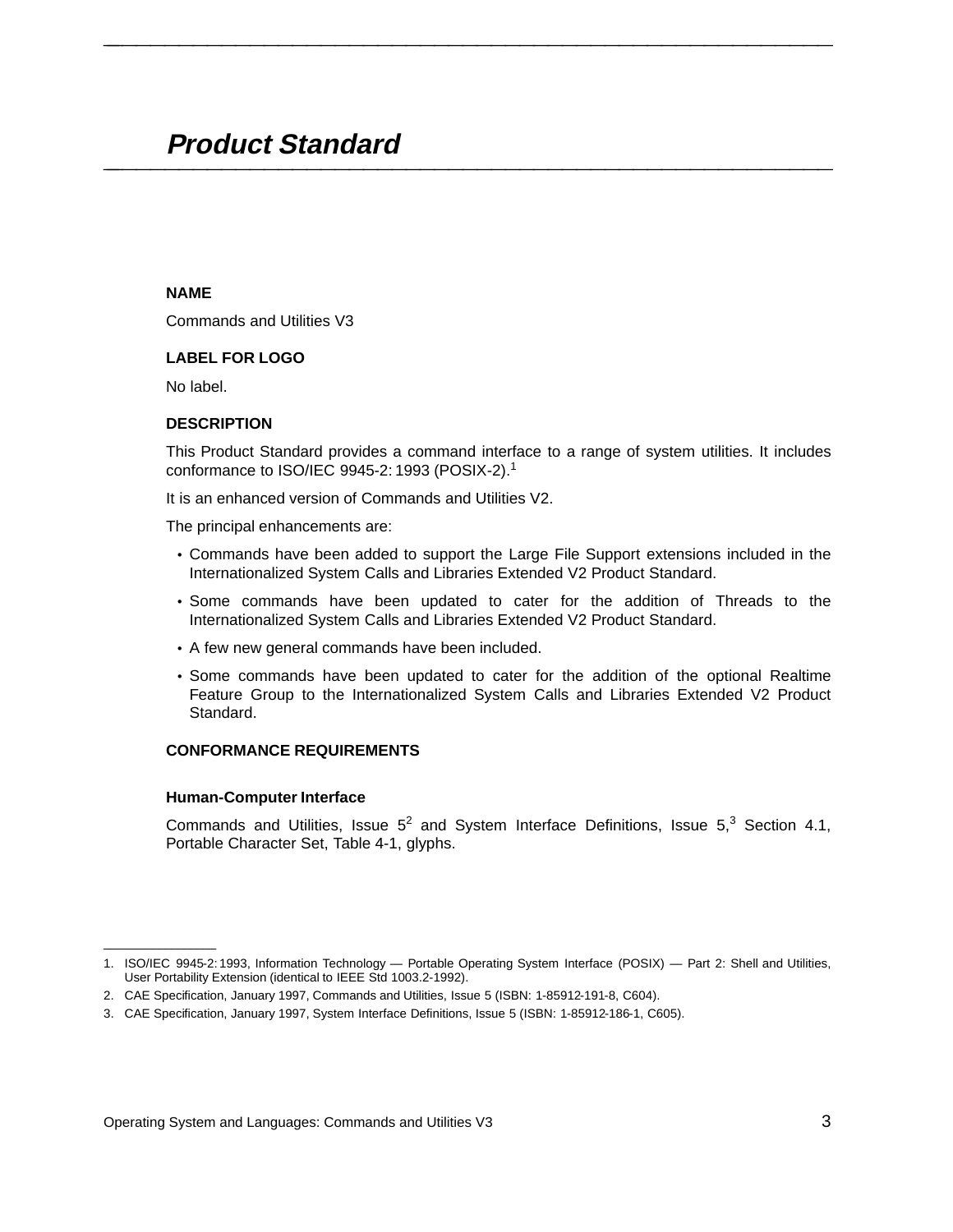# Product Standard

## NAME

Commands and Utilities V3

## LABEL FOR LOGO

No label.

## DESCRIPTION

This Product Standard provides a command interface to a range of system utilities. It includes conformance to ISO/IEC 9945-2: 1993 (POSIX-2).[1]

It is an enhanced version of Commands and Utilities V2.

The principal enhancements are:

- Commands have been added to support the Large File Support extensions included in the Internationalized System Calls and Libraries Extended V2 Product Standard.
- Some commands have been updated to cater for the addition of Threads to the Internationalized System Calls and Libraries Extended V2 Product Standard.
- A few new general commands have been included.
- Some commands have been updated to cater for the addition of the optional Realtime Feature Group to the Internationalized System Calls and Libraries Extended V2 Product Standard.

## CONFORMANCE REQUIREMENTS

### Human-Computer Interface

Commands and Utilities, Issue 5[2] and System Interface Definitions, Issue 5,[3] Section 4.1, Portable Character Set, Table 4-1, glyphs.

---

1. ISO/IEC 9945-2: 1993, Information Technology — Portable Operating System Interface (POSIX) — Part 2: Shell and Utilities, User Portability Extension (identical to IEEE Std 1003.2-1992).
2. CAE Specification, January 1997, Commands and Utilities, Issue 5 (ISBN: 1-85912-191-8, C604).
3. CAE Specification, January 1997, System Interface Definitions, Issue 5 (ISBN: 1-85912-186-1, C605).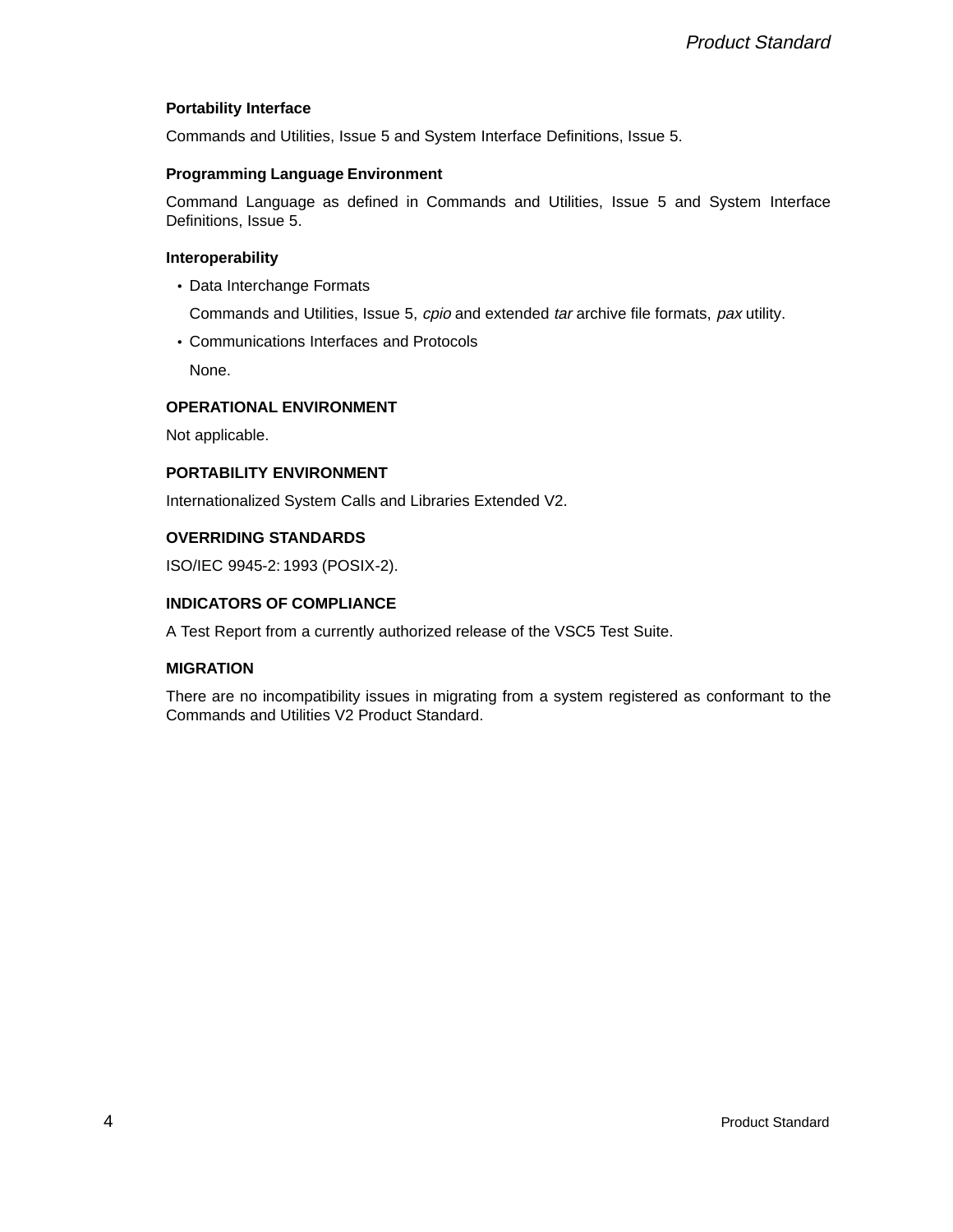### Portability Interface

Commands and Utilities, Issue 5 and System Interface Definitions, Issue 5.

### Programming Language Environment

Command Language as defined in Commands and Utilities, Issue 5 and System Interface Definitions, Issue 5.

### Interoperability

- Data Interchange Formats

  Commands and Utilities, Issue 5, *cpio* and extended *tar* archive file formats, *pax* utility.

- Communications Interfaces and Protocols

  None.

## OPERATIONAL ENVIRONMENT

Not applicable.

## PORTABILITY ENVIRONMENT

Internationalized System Calls and Libraries Extended V2.

## OVERRIDING STANDARDS

ISO/IEC 9945-2: 1993 (POSIX-2).

## INDICATORS OF COMPLIANCE

A Test Report from a currently authorized release of the VSC5 Test Suite.

## MIGRATION

There are no incompatibility issues in migrating from a system registered as conformant to the Commands and Utilities V2 Product Standard.